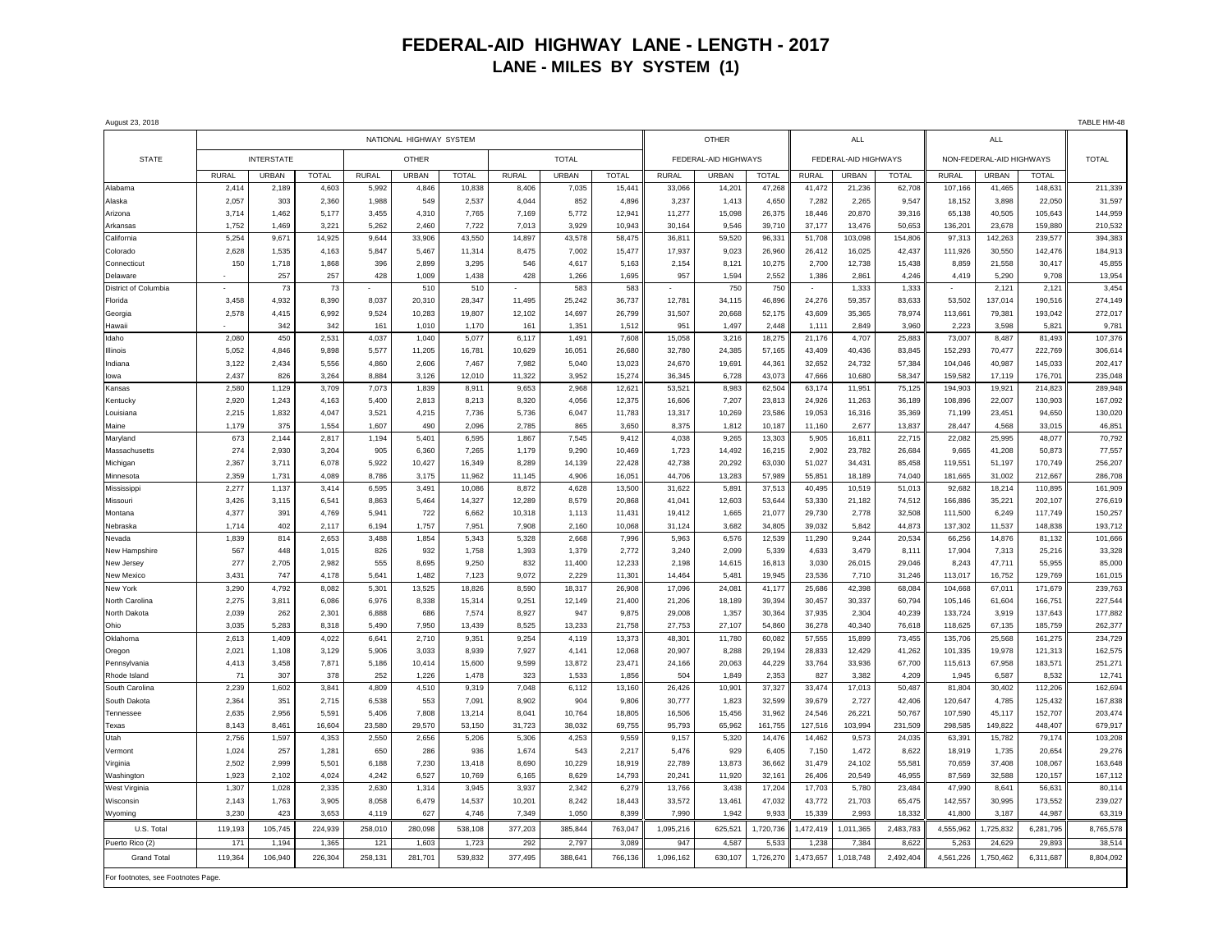# FEDERAL-AID HIGHWAY LANE - LENGTH - 2017

## LANE - MILES BY SYSTEM (1)

August 23, 2018

TABLE HM-48

| STATE | NATIONAL HIGHWAY SYSTEM | | | | | | | | | OTHER | | | ALL | | | ALL | | | TOTAL |
|---|---|---|---|---|---|---|---|---|---|---|---|---|---|---|---|---|---|---|---|
| | INTERSTATE | | | OTHER | | | TOTAL | | | FEDERAL-AID HIGHWAYS | | | FEDERAL-AID HIGHWAYS | | | NON-FEDERAL-AID HIGHWAYS | | | |
| | RURAL | URBAN | TOTAL | RURAL | URBAN | TOTAL | RURAL | URBAN | TOTAL | RURAL | URBAN | TOTAL | RURAL | URBAN | TOTAL | RURAL | URBAN | TOTAL | |
| Alabama | 2,414 | 2,189 | 4,603 | 5,992 | 4,846 | 10,838 | 8,406 | 7,035 | 15,441 | 33,066 | 14,201 | 47,268 | 41,472 | 21,236 | 62,708 | 107,166 | 41,465 | 148,631 | 211,339 |
| Alaska | 2,057 | 303 | 2,360 | 1,988 | 549 | 2,537 | 4,044 | 852 | 4,896 | 3,237 | 1,413 | 4,650 | 7,282 | 2,265 | 9,547 | 18,152 | 3,898 | 22,050 | 31,597 |
| Arizona | 3,714 | 1,462 | 5,177 | 3,455 | 4,310 | 7,765 | 7,169 | 5,772 | 12,941 | 11,277 | 15,098 | 26,375 | 18,446 | 20,870 | 39,316 | 65,138 | 40,505 | 105,643 | 144,959 |
| Arkansas | 1,752 | 1,469 | 3,221 | 5,262 | 2,460 | 7,722 | 7,013 | 3,929 | 10,943 | 30,164 | 9,546 | 39,710 | 37,177 | 13,476 | 50,653 | 136,201 | 23,678 | 159,880 | 210,532 |
| California | 5,254 | 9,671 | 14,925 | 9,644 | 33,906 | 43,550 | 14,897 | 43,578 | 58,475 | 36,811 | 59,520 | 96,331 | 51,708 | 103,098 | 154,806 | 97,313 | 142,263 | 239,577 | 394,383 |
| Colorado | 2,628 | 1,535 | 4,163 | 5,847 | 5,467 | 11,314 | 8,475 | 7,002 | 15,477 | 17,937 | 9,023 | 26,960 | 26,412 | 16,025 | 42,437 | 111,926 | 30,550 | 142,476 | 184,913 |
| Connecticut | 150 | 1,718 | 1,868 | 396 | 2,899 | 3,295 | 546 | 4,617 | 5,163 | 2,154 | 8,121 | 10,275 | 2,700 | 12,738 | 15,438 | 8,859 | 21,558 | 30,417 | 45,855 |
| Delaware | - | 257 | 257 | 428 | 1,009 | 1,438 | 428 | 1,266 | 1,695 | 957 | 1,594 | 2,552 | 1,386 | 2,861 | 4,246 | 4,419 | 5,290 | 9,708 | 13,954 |
| District of Columbia | - | 73 | 73 | - | 510 | 510 | - | 583 | 583 | - | 750 | 750 | - | 1,333 | 1,333 | - | 2,121 | 2,121 | 3,454 |
| Florida | 3,458 | 4,932 | 8,390 | 8,037 | 20,310 | 28,347 | 11,495 | 25,242 | 36,737 | 12,781 | 34,115 | 46,896 | 24,276 | 59,357 | 83,633 | 53,502 | 137,014 | 190,516 | 274,149 |
| Georgia | 2,578 | 4,415 | 6,992 | 9,524 | 10,283 | 19,807 | 12,102 | 14,697 | 26,799 | 31,507 | 20,668 | 52,175 | 43,609 | 35,365 | 78,974 | 113,661 | 79,381 | 193,042 | 272,017 |
| Hawaii | - | 342 | 342 | 161 | 1,010 | 1,170 | 161 | 1,351 | 1,512 | 951 | 1,497 | 2,448 | 1,111 | 2,849 | 3,960 | 2,223 | 3,598 | 5,821 | 9,781 |
| Idaho | 2,080 | 450 | 2,531 | 4,037 | 1,040 | 5,077 | 6,117 | 1,491 | 7,608 | 15,058 | 3,216 | 18,275 | 21,176 | 4,707 | 25,883 | 73,007 | 8,487 | 81,493 | 107,376 |
| Illinois | 5,052 | 4,846 | 9,898 | 5,577 | 11,205 | 16,781 | 10,629 | 16,051 | 26,680 | 32,780 | 24,385 | 57,165 | 43,409 | 40,436 | 83,845 | 152,293 | 70,477 | 222,769 | 306,614 |
| Indiana | 3,122 | 2,434 | 5,556 | 4,860 | 2,606 | 7,467 | 7,982 | 5,040 | 13,023 | 24,670 | 19,691 | 44,361 | 32,652 | 24,732 | 57,384 | 104,046 | 40,987 | 145,033 | 202,417 |
| Iowa | 2,437 | 826 | 3,264 | 8,884 | 3,126 | 12,010 | 11,322 | 3,952 | 15,274 | 36,345 | 6,728 | 43,073 | 47,666 | 10,680 | 58,347 | 159,582 | 17,119 | 176,701 | 235,048 |
| Kansas | 2,580 | 1,129 | 3,709 | 7,073 | 1,839 | 8,911 | 9,653 | 2,968 | 12,621 | 53,521 | 8,983 | 62,504 | 63,174 | 11,951 | 75,125 | 194,903 | 19,921 | 214,823 | 289,948 |
| Kentucky | 2,920 | 1,243 | 4,163 | 5,400 | 2,813 | 8,213 | 8,320 | 4,056 | 12,375 | 16,606 | 7,207 | 23,813 | 24,926 | 11,263 | 36,189 | 108,896 | 22,007 | 130,903 | 167,092 |
| Louisiana | 2,215 | 1,832 | 4,047 | 3,521 | 4,215 | 7,736 | 5,736 | 6,047 | 11,783 | 13,317 | 10,269 | 23,586 | 19,053 | 16,316 | 35,369 | 71,199 | 23,451 | 94,650 | 130,020 |
| Maine | 1,179 | 375 | 1,554 | 1,607 | 490 | 2,096 | 2,785 | 865 | 3,650 | 8,375 | 1,812 | 10,187 | 11,160 | 2,677 | 13,837 | 28,447 | 4,568 | 33,015 | 46,851 |
| Maryland | 673 | 2,144 | 2,817 | 1,194 | 5,401 | 6,595 | 1,867 | 7,545 | 9,412 | 4,038 | 9,265 | 13,303 | 5,905 | 16,811 | 22,715 | 22,082 | 25,995 | 48,077 | 70,792 |
| Massachusetts | 274 | 2,930 | 3,204 | 905 | 6,360 | 7,265 | 1,179 | 9,290 | 10,469 | 1,723 | 14,492 | 16,215 | 2,902 | 23,782 | 26,684 | 9,665 | 41,208 | 50,873 | 77,557 |
| Michigan | 2,367 | 3,711 | 6,078 | 5,922 | 10,427 | 16,349 | 8,289 | 14,139 | 22,428 | 42,738 | 20,292 | 63,030 | 51,027 | 34,431 | 85,458 | 119,551 | 51,197 | 170,749 | 256,207 |
| Minnesota | 2,359 | 1,731 | 4,089 | 8,786 | 3,175 | 11,962 | 11,145 | 4,906 | 16,051 | 44,706 | 13,283 | 57,989 | 55,851 | 18,189 | 74,040 | 181,665 | 31,002 | 212,667 | 286,708 |
| Mississippi | 2,277 | 1,137 | 3,414 | 6,595 | 3,491 | 10,086 | 8,872 | 4,628 | 13,500 | 31,622 | 5,891 | 37,513 | 40,495 | 10,519 | 51,013 | 92,682 | 18,214 | 110,895 | 161,909 |
| Missouri | 3,426 | 3,115 | 6,541 | 8,863 | 5,464 | 14,327 | 12,289 | 8,579 | 20,868 | 41,041 | 12,603 | 53,644 | 53,330 | 21,182 | 74,512 | 166,886 | 35,221 | 202,107 | 276,619 |
| Montana | 4,377 | 391 | 4,769 | 5,941 | 722 | 6,662 | 10,318 | 1,113 | 11,431 | 19,412 | 1,665 | 21,077 | 29,730 | 2,778 | 32,508 | 111,500 | 6,249 | 117,749 | 150,257 |
| Nebraska | 1,714 | 402 | 2,117 | 6,194 | 1,757 | 7,951 | 7,908 | 2,160 | 10,068 | 31,124 | 3,682 | 34,805 | 39,032 | 5,842 | 44,873 | 137,302 | 11,537 | 148,838 | 193,712 |
| Nevada | 1,839 | 814 | 2,653 | 3,488 | 1,854 | 5,343 | 5,328 | 2,668 | 7,996 | 5,963 | 6,576 | 12,539 | 11,290 | 9,244 | 20,534 | 66,256 | 14,876 | 81,132 | 101,666 |
| New Hampshire | 567 | 448 | 1,015 | 826 | 932 | 1,758 | 1,393 | 1,379 | 2,772 | 3,240 | 2,099 | 5,339 | 4,633 | 3,479 | 8,111 | 17,904 | 7,313 | 25,216 | 33,328 |
| New Jersey | 277 | 2,705 | 2,982 | 555 | 8,695 | 9,250 | 832 | 11,400 | 12,233 | 2,198 | 14,615 | 16,813 | 3,030 | 26,015 | 29,046 | 8,243 | 47,711 | 55,955 | 85,000 |
| New Mexico | 3,431 | 747 | 4,178 | 5,641 | 1,482 | 7,123 | 9,072 | 2,229 | 11,301 | 14,464 | 5,481 | 19,945 | 23,536 | 7,710 | 31,246 | 113,017 | 16,752 | 129,769 | 161,015 |
| New York | 3,290 | 4,792 | 8,082 | 5,301 | 13,525 | 18,826 | 8,590 | 18,317 | 26,908 | 17,096 | 24,081 | 41,177 | 25,686 | 42,398 | 68,084 | 104,668 | 67,011 | 171,679 | 239,763 |
| North Carolina | 2,275 | 3,811 | 6,086 | 6,976 | 8,338 | 15,314 | 9,251 | 12,149 | 21,400 | 21,206 | 18,189 | 39,394 | 30,457 | 30,337 | 60,794 | 105,146 | 61,604 | 166,751 | 227,544 |
| North Dakota | 2,039 | 262 | 2,301 | 6,888 | 686 | 7,574 | 8,927 | 947 | 9,875 | 29,008 | 1,357 | 30,364 | 37,935 | 2,304 | 40,239 | 133,724 | 3,919 | 137,643 | 177,882 |
| Ohio | 3,035 | 5,283 | 8,318 | 5,490 | 7,950 | 13,439 | 8,525 | 13,233 | 21,758 | 27,753 | 27,107 | 54,860 | 36,278 | 40,340 | 76,618 | 118,625 | 67,135 | 185,759 | 262,377 |
| Oklahoma | 2,613 | 1,409 | 4,022 | 6,641 | 2,710 | 9,351 | 9,254 | 4,119 | 13,373 | 48,301 | 11,780 | 60,082 | 57,555 | 15,899 | 73,455 | 135,706 | 25,568 | 161,275 | 234,729 |
| Oregon | 2,021 | 1,108 | 3,129 | 5,906 | 3,033 | 8,939 | 7,927 | 4,141 | 12,068 | 20,907 | 8,288 | 29,194 | 28,833 | 12,429 | 41,262 | 101,335 | 19,978 | 121,313 | 162,575 |
| Pennsylvania | 4,413 | 3,458 | 7,871 | 5,186 | 10,414 | 15,600 | 9,599 | 13,872 | 23,471 | 24,166 | 20,063 | 44,229 | 33,764 | 33,936 | 67,700 | 115,613 | 67,958 | 183,571 | 251,271 |
| Rhode Island | 71 | 307 | 378 | 252 | 1,226 | 1,478 | 323 | 1,533 | 1,856 | 504 | 1,849 | 2,353 | 827 | 3,382 | 4,209 | 1,945 | 6,587 | 8,532 | 12,741 |
| South Carolina | 2,239 | 1,602 | 3,841 | 4,809 | 4,510 | 9,319 | 7,048 | 6,112 | 13,160 | 26,426 | 10,901 | 37,327 | 33,474 | 17,013 | 50,487 | 81,804 | 30,402 | 112,206 | 162,694 |
| South Dakota | 2,364 | 351 | 2,715 | 6,538 | 553 | 7,091 | 8,902 | 904 | 9,806 | 30,777 | 1,823 | 32,599 | 39,679 | 2,727 | 42,406 | 120,647 | 4,785 | 125,432 | 167,838 |
| Tennessee | 2,635 | 2,956 | 5,591 | 5,406 | 7,808 | 13,214 | 8,041 | 10,764 | 18,805 | 16,506 | 15,456 | 31,962 | 24,546 | 26,221 | 50,767 | 107,590 | 45,117 | 152,707 | 203,474 |
| Texas | 8,143 | 8,461 | 16,604 | 23,580 | 29,570 | 53,150 | 31,723 | 38,032 | 69,755 | 95,793 | 65,962 | 161,755 | 127,516 | 103,994 | 231,509 | 298,585 | 149,822 | 448,407 | 679,917 |
| Utah | 2,756 | 1,597 | 4,353 | 2,550 | 2,656 | 5,206 | 5,306 | 4,253 | 9,559 | 9,157 | 5,320 | 14,476 | 14,462 | 9,573 | 24,035 | 63,391 | 15,782 | 79,174 | 103,208 |
| Vermont | 1,024 | 257 | 1,281 | 650 | 286 | 936 | 1,674 | 543 | 2,217 | 5,476 | 929 | 6,405 | 7,150 | 1,472 | 8,622 | 18,919 | 1,735 | 20,654 | 29,276 |
| Virginia | 2,502 | 2,999 | 5,501 | 6,188 | 7,230 | 13,418 | 8,690 | 10,229 | 18,919 | 22,789 | 13,873 | 36,662 | 31,479 | 24,102 | 55,581 | 70,659 | 37,408 | 108,067 | 163,648 |
| Washington | 1,923 | 2,102 | 4,024 | 4,242 | 6,527 | 10,769 | 6,165 | 8,629 | 14,793 | 20,241 | 11,920 | 32,161 | 26,406 | 20,549 | 46,955 | 87,569 | 32,588 | 120,157 | 167,112 |
| West Virginia | 1,307 | 1,028 | 2,335 | 2,630 | 1,314 | 3,945 | 3,937 | 2,342 | 6,279 | 13,766 | 3,438 | 17,204 | 17,703 | 5,780 | 23,484 | 47,990 | 8,641 | 56,631 | 80,114 |
| Wisconsin | 2,143 | 1,763 | 3,905 | 8,058 | 6,479 | 14,537 | 10,201 | 8,242 | 18,443 | 33,572 | 13,461 | 47,032 | 43,772 | 21,703 | 65,475 | 142,557 | 30,995 | 173,552 | 239,027 |
| Wyoming | 3,230 | 423 | 3,653 | 4,119 | 627 | 4,746 | 7,349 | 1,050 | 8,399 | 7,990 | 1,942 | 9,933 | 15,339 | 2,993 | 18,332 | 41,800 | 3,187 | 44,987 | 63,319 |
| U.S. Total | 119,193 | 105,745 | 224,939 | 258,010 | 280,098 | 538,108 | 377,203 | 385,844 | 763,047 | 1,095,216 | 625,521 | 1,720,736 | 1,472,419 | 1,011,365 | 2,483,783 | 4,555,962 | 1,725,832 | 6,281,795 | 8,765,578 |
| Puerto Rico (2) | 171 | 1,194 | 1,365 | 121 | 1,603 | 1,723 | 292 | 2,797 | 3,089 | 947 | 4,587 | 5,533 | 1,238 | 7,384 | 8,622 | 5,263 | 24,629 | 29,893 | 38,514 |
| Grand Total | 119,364 | 106,940 | 226,304 | 258,131 | 281,701 | 539,832 | 377,495 | 388,641 | 766,136 | 1,096,162 | 630,107 | 1,726,270 | 1,473,657 | 1,018,748 | 2,492,404 | 4,561,226 | 1,750,462 | 6,311,687 | 8,804,092 |

For footnotes, see Footnotes Page.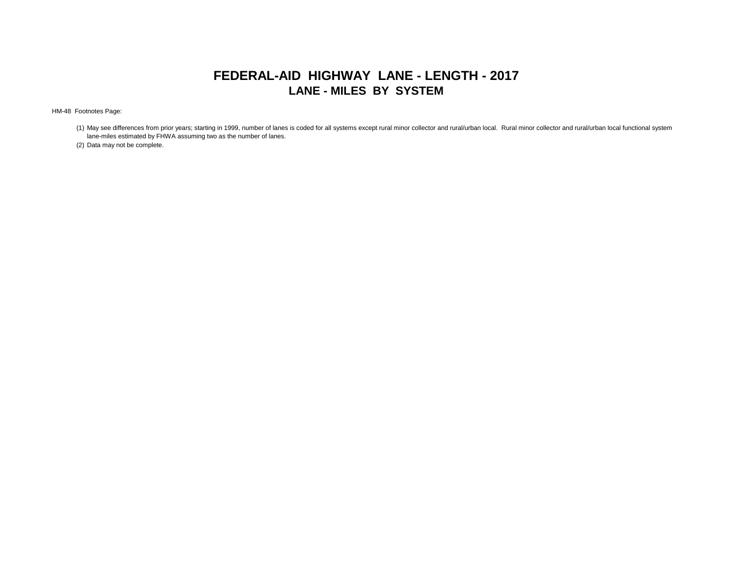# FEDERAL-AID HIGHWAY LANE - LENGTH - 2017

## LANE - MILES BY SYSTEM

HM-48 Footnotes Page:

(1) May see differences from prior years; starting in 1999, number of lanes is coded for all systems except rural minor collector and rural/urban local. Rural minor collector and rural/urban local functional system lane-miles estimated by FHWA assuming two as the number of lanes.

(2) Data may not be complete.